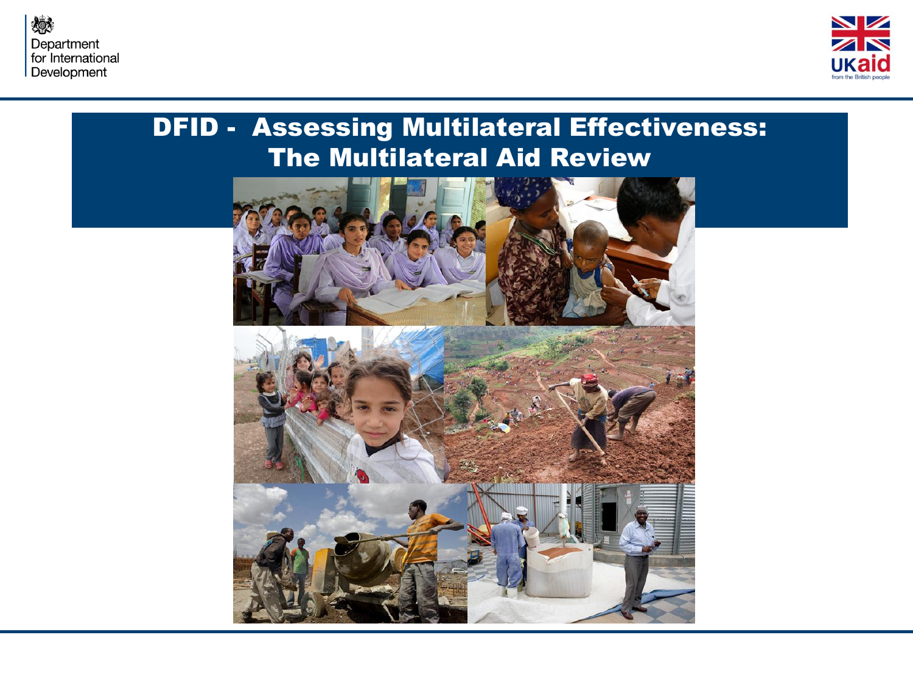Department for International Development

UKaid from the British people

# DFID - Assessing Multilateral Effectiveness: The Multilateral Aid Review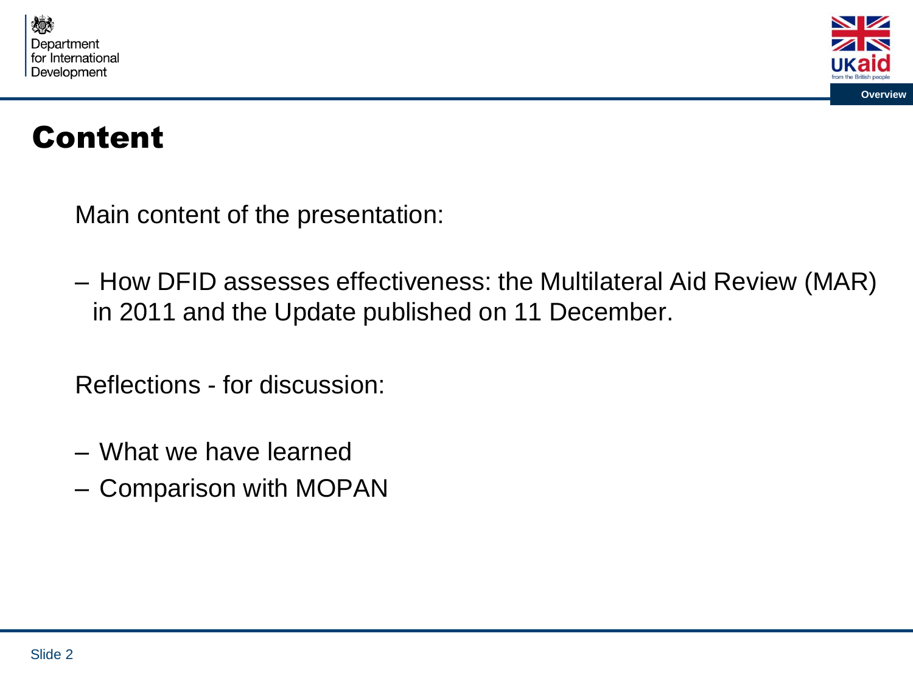# Content

Main content of the presentation:

– How DFID assesses effectiveness: the Multilateral Aid Review (MAR) in 2011 and the Update published on 11 December.

Reflections - for discussion:

– What we have learned
– Comparison with MOPAN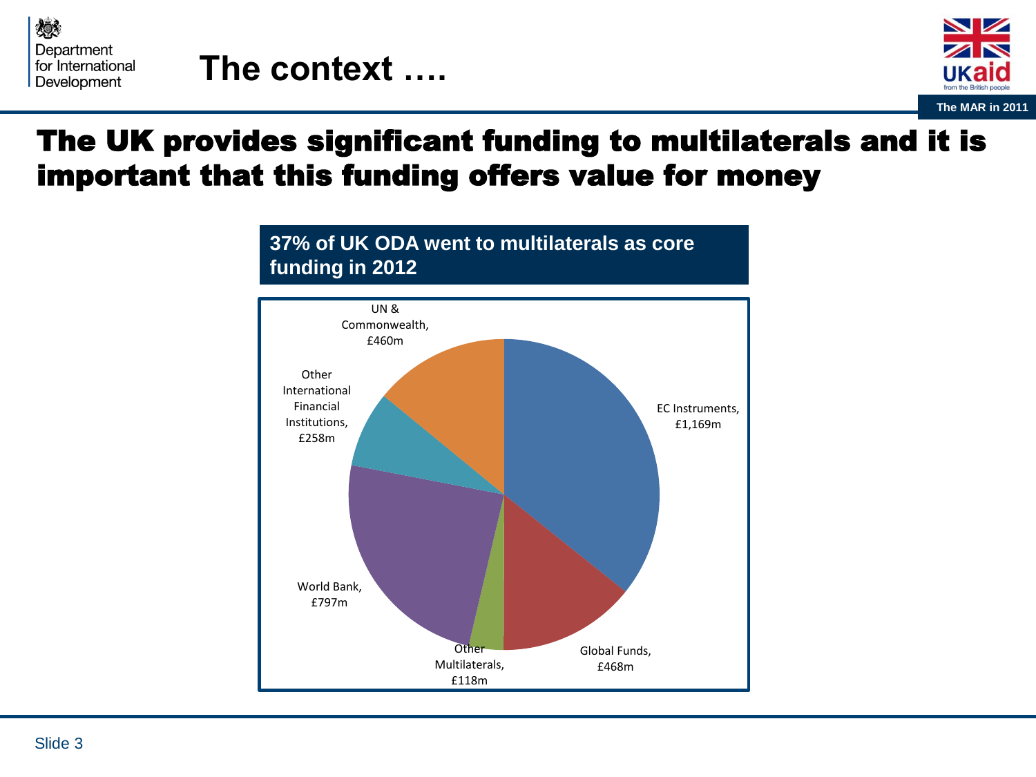# The context ….

The MAR in 2011

## The UK provides significant funding to multilaterals and it is important that this funding offers value for money

**37% of UK ODA went to multilaterals as core funding in 2012**

| Multilateral | Funding |
| --- | --- |
| EC Instruments | £1,169m |
| Global Funds | £468m |
| Other Multilaterals | £118m |
| World Bank | £797m |
| Other International Financial Institutions | £258m |
| UN & Commonwealth | £460m |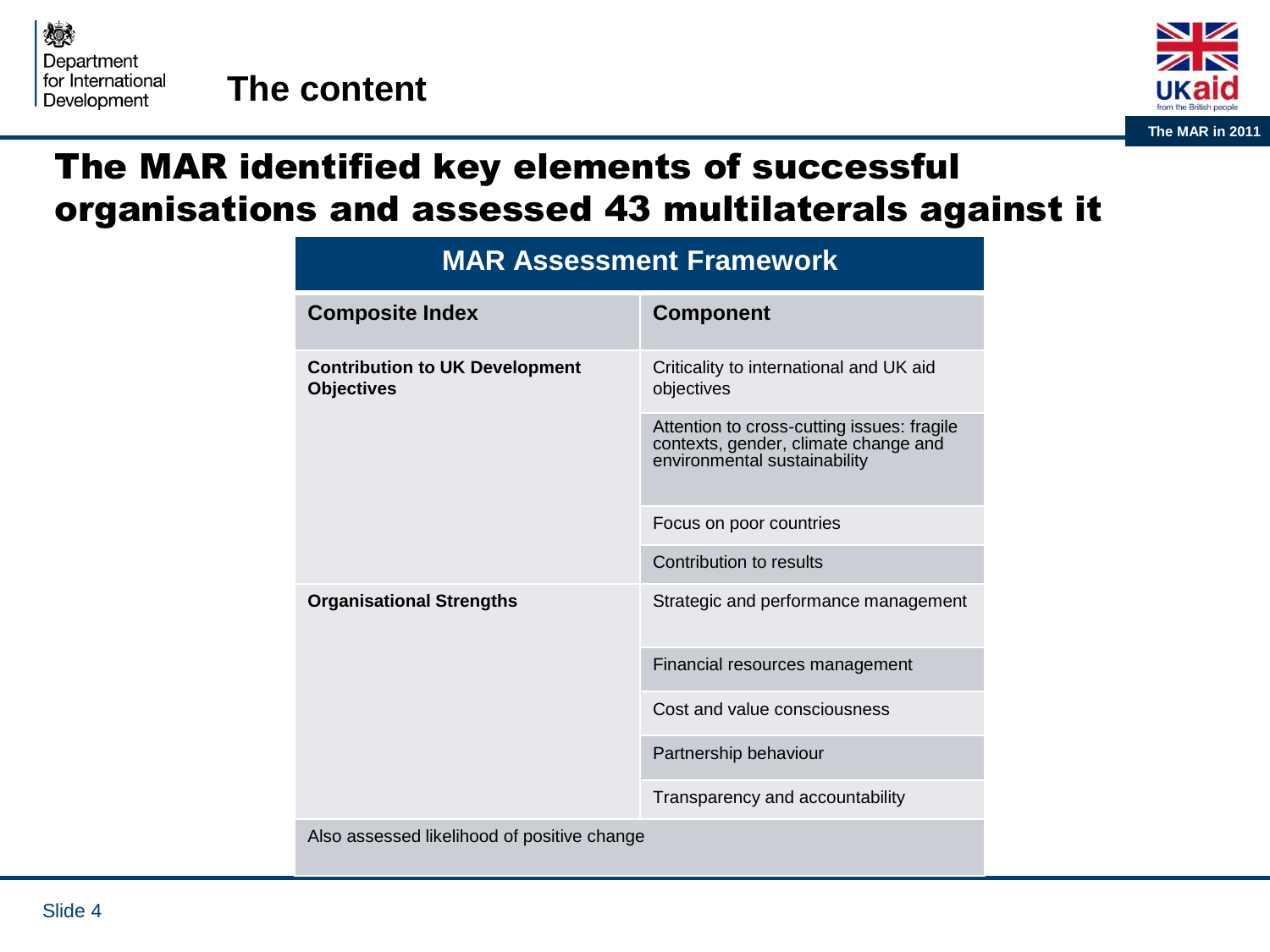# The content

## The MAR identified key elements of successful organisations and assessed 43 multilaterals against it

**MAR Assessment Framework**

| Composite Index | Component |
|---|---|
| **Contribution to UK Development Objectives** | Criticality to international and UK aid objectives |
| | Attention to cross-cutting issues: fragile contexts, gender, climate change and environmental sustainability |
| | Focus on poor countries |
| | Contribution to results |
| **Organisational Strengths** | Strategic and performance management |
| | Financial resources management |
| | Cost and value consciousness |
| | Partnership behaviour |
| | Transparency and accountability |
| Also assessed likelihood of positive change | |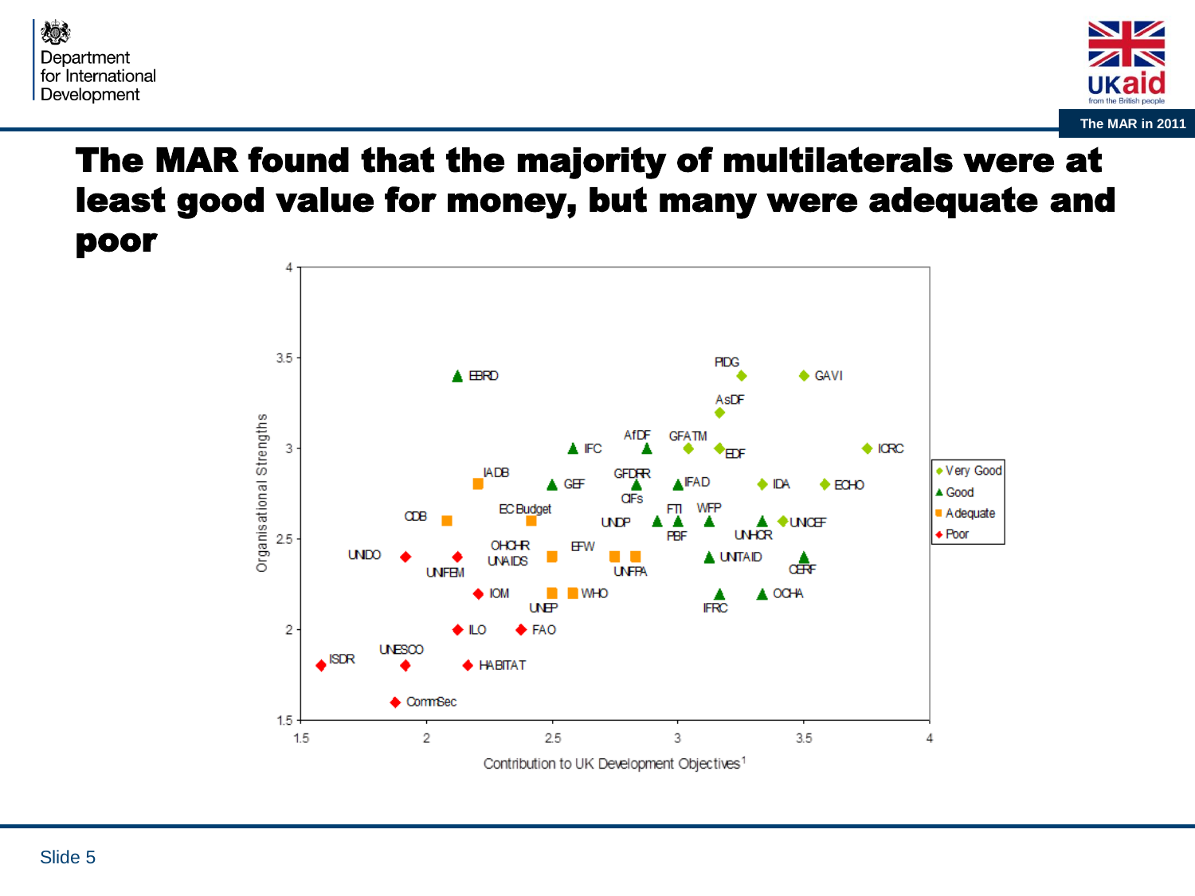# The MAR found that the majority of multilaterals were at least good value for money, but many were adequate and poor

| Organisation | Contribution to UK Development Objectives[1] | Organisational Strengths | Rating |
|---|---|---|---|
| PIDG | 3.25 | 3.4 | Very Good |
| GAVI | 3.5 | 3.4 | Very Good |
| AsDF | 3.17 | 3.2 | Very Good |
| GFATM | 3.04 | 3.0 | Very Good |
| EDF | 3.17 | 3.0 | Very Good |
| ICRC | 3.75 | 3.0 | Very Good |
| IDA | 3.34 | 2.8 | Very Good |
| ECHO | 3.59 | 2.8 | Very Good |
| UNICEF | 3.42 | 2.6 | Very Good |
| EBRD | 2.13 | 3.4 | Good |
| IFC | 2.58 | 3.0 | Good |
| AfDF | 2.88 | 3.0 | Good |
| GEF | 2.5 | 2.8 | Good |
| GFDRR | 2.84 | 2.8 | Good |
| CIFs | 2.84 | 2.8 | Good |
| IFAD | 3.0 | 2.8 | Good |
| UNDP | 2.92 | 2.6 | Good |
| FTI | 3.0 | 2.6 | Good |
| PBF | 3.0 | 2.6 | Good |
| WFP | 3.13 | 2.6 | Good |
| UNHCR | 3.34 | 2.6 | Good |
| UNITAID | 3.13 | 2.4 | Good |
| CERF | 3.5 | 2.4 | Good |
| IFRC | 3.17 | 2.2 | Good |
| OCHA | 3.34 | 2.2 | Good |
| IADB | 2.21 | 2.8 | Adequate |
| CDB | 2.08 | 2.6 | Adequate |
| EC Budget | 2.42 | 2.6 | Adequate |
| OHCHR | 2.5 | 2.4 | Adequate |
| UNAIDS | 2.5 | 2.4 | Adequate |
| EFW | 2.75 | 2.4 | Adequate |
| UNFPA | 2.84 | 2.4 | Adequate |
| UNEP | 2.5 | 2.2 | Adequate |
| WHO | 2.58 | 2.2 | Adequate |
| UNIDO | 1.92 | 2.4 | Poor |
| UNIFEM | 2.13 | 2.4 | Poor |
| IOM | 2.21 | 2.2 | Poor |
| ILO | 2.13 | 2.0 | Poor |
| FAO | 2.38 | 2.0 | Poor |
| ISDR | 1.58 | 1.8 | Poor |
| UNESCO | 1.92 | 1.8 | Poor |
| HABITAT | 2.17 | 1.8 | Poor |
| CommSec | 1.88 | 1.6 | Poor |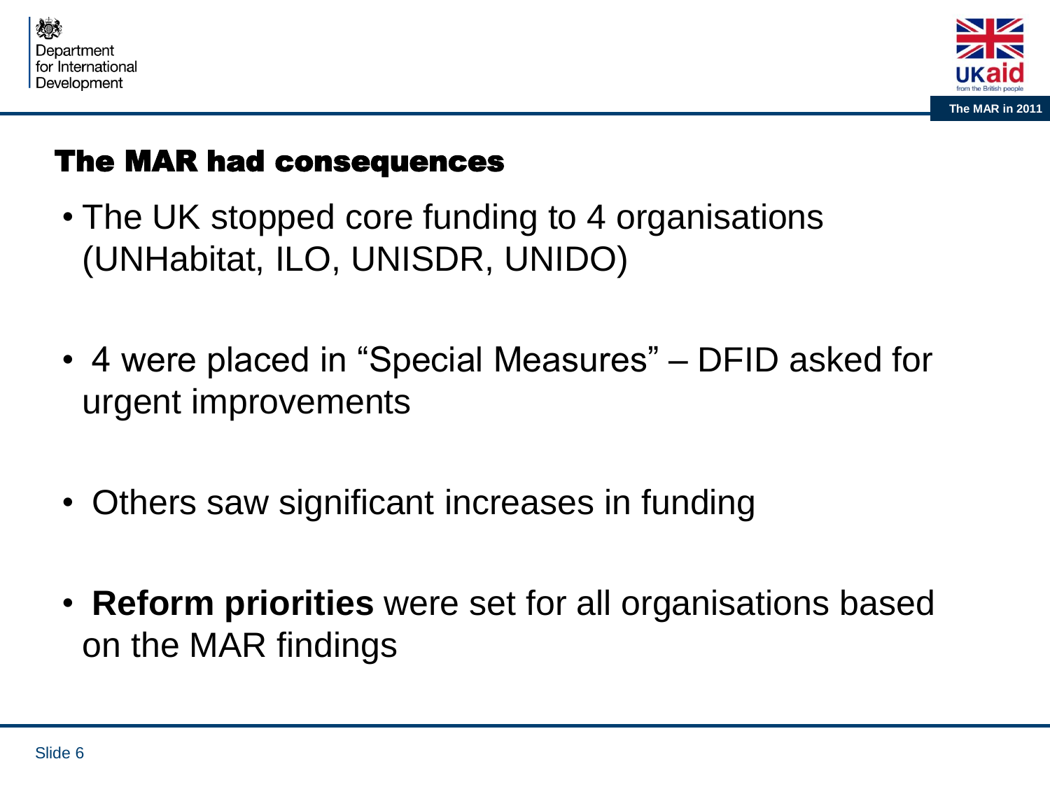## The MAR had consequences

- The UK stopped core funding to 4 organisations (UNHabitat, ILO, UNISDR, UNIDO)
- 4 were placed in "Special Measures" – DFID asked for urgent improvements
- Others saw significant increases in funding
- **Reform priorities** were set for all organisations based on the MAR findings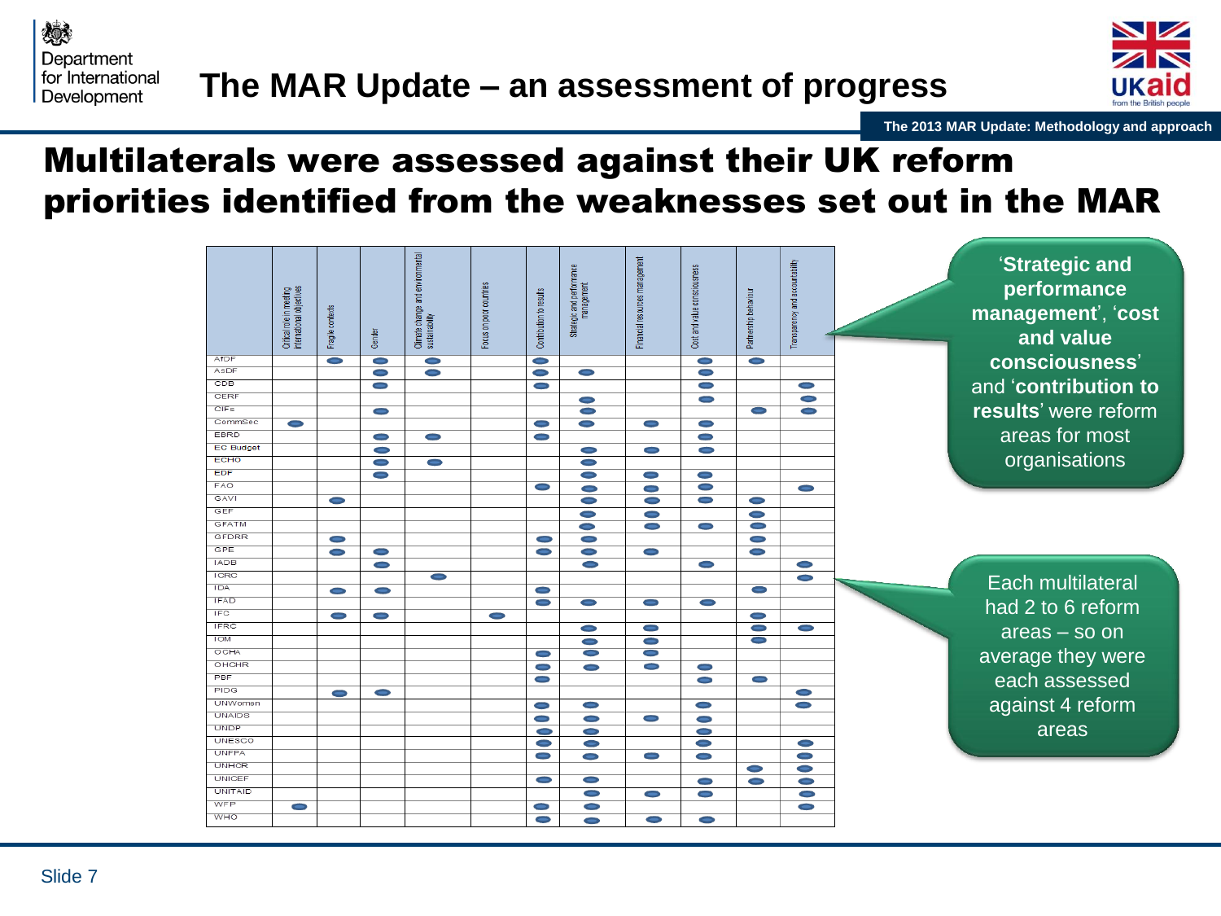# The MAR Update – an assessment of progress

The 2013 MAR Update: Methodology and approach

## Multilaterals were assessed against their UK reform priorities identified from the weaknesses set out in the MAR

| | Critical role in meeting international objectives | Fragile contexts | Gender | Climate change and environmental sustainability | Focus on poor countries | Contribution to results | Strategic and performance management | Financial resources management | Cost and value consciousness | Partnership behaviour | Transparency and accountability |
|---|---|---|---|---|---|---|---|---|---|---|---|
| AfDF | | ● | ● | ● | | ● | | | ● | ● | |
| AsDF | | | ● | ● | | ● | ● | | ● | | |
| CDB | | | ● | | | ● | | | ● | | ● |
| CERF | | | | | | | ● | | ● | | ● |
| CIFs | | | ● | | | | ● | | | ● | ● |
| CommSec | ● | | | | | ● | ● | ● | ● | | |
| EBRD | | | ● | ● | | ● | | | ● | | |
| EC Budget | | | ● | | | | ● | ● | ● | | |
| ECHO | | | ● | ● | | | ● | | | | |
| EDF | | | ● | | | | ● | ● | ● | | |
| FAO | | | | | | ● | ● | ● | ● | | ● |
| GAVI | | ● | | | | | ● | ● | ● | ● | |
| GEF | | | | | | | ● | ● | | ● | |
| GFATM | | | | | | | ● | ● | ● | ● | |
| GFDRR | | ● | | | | ● | ● | | | ● | |
| GPE | | ● | ● | | | ● | ● | ● | | ● | |
| IADB | | | ● | | | | ● | | ● | | ● |
| ICRC | | | | ● | | | | | | | ● |
| IDA | | ● | ● | | | ● | | | | ● | |
| IFAD | | | | | | ● | ● | ● | ● | | |
| IFC | | ● | ● | | ● | | | | | ● | |
| IFRC | | | | | | | ● | ● | | ● | ● |
| IOM | | | | | | | ● | ● | | ● | |
| OCHA | | | | | | ● | ● | ● | | | |
| OHCHR | | | | | | ● | ● | ● | ● | | |
| PBF | | | | | | ● | | | ● | ● | |
| PIDG | | ● | ● | | | | | | | | ● |
| UNWomen | | | | | | ● | ● | | ● | | ● |
| UNAIDS | | | | | | ● | ● | ● | ● | | |
| UNDP | | | | | | ● | ● | | ● | | |
| UNESCO | | | | | | ● | ● | | ● | | ● |
| UNFPA | | | | | | ● | ● | ● | ● | | ● |
| UNHCR | | | | | | | | | | ● | ● |
| UNICEF | | | | | | ● | ● | | ● | ● | ● |
| UNITAID | | | | | | | ● | ● | ● | | ● |
| WFP | ● | | | | | ● | ● | | | | ● |
| WHO | | | | | | ● | ● | ● | ● | | |

'**Strategic and performance management**', '**cost and value consciousness**' and '**contribution to results**' were reform areas for most organisations

Each multilateral had 2 to 6 reform areas – so on average they were each assessed against 4 reform areas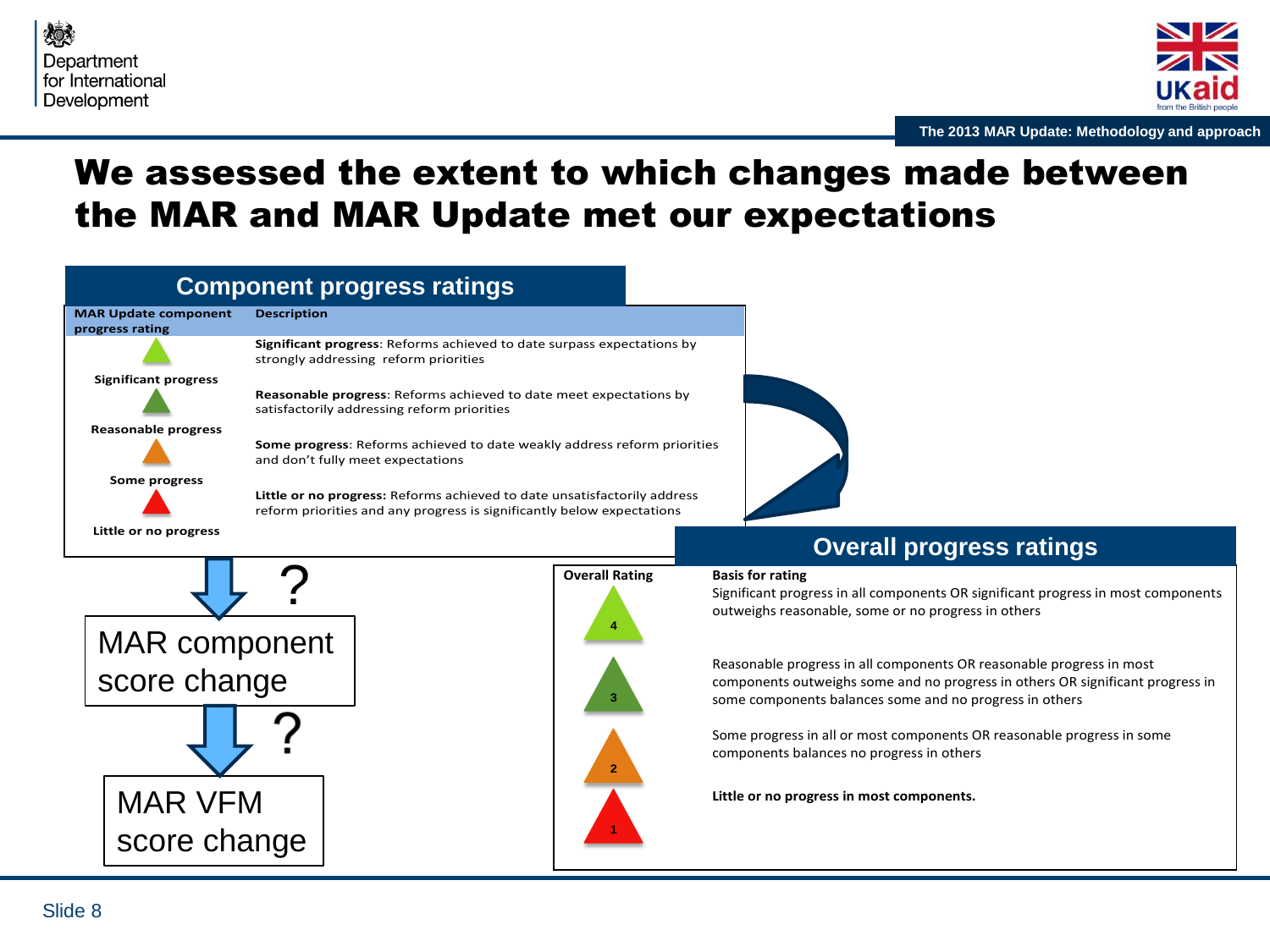# We assessed the extent to which changes made between the MAR and MAR Update met our expectations

## Component progress ratings

| MAR Update component progress rating | Description |
|---|---|
| Significant progress | **Significant progress**: Reforms achieved to date surpass expectations by strongly addressing reform priorities |
| Reasonable progress | **Reasonable progress**: Reforms achieved to date meet expectations by satisfactorily addressing reform priorities |
| Some progress | **Some progress**: Reforms achieved to date weakly address reform priorities and don't fully meet expectations |
| Little or no progress | **Little or no progress:** Reforms achieved to date unsatisfactorily address reform priorities and any progress is significantly below expectations |

?

MAR component score change

?

MAR VFM score change

## Overall progress ratings

| Overall Rating | Basis for rating |
|---|---|
| 4 | Significant progress in all components OR significant progress in most components outweighs reasonable, some or no progress in others |
| 3 | Reasonable progress in all components OR reasonable progress in most components outweighs some and no progress in others OR significant progress in some components balances some and no progress in others |
| 2 | Some progress in all or most components OR reasonable progress in some components balances no progress in others |
| 1 | **Little or no progress in most components.** |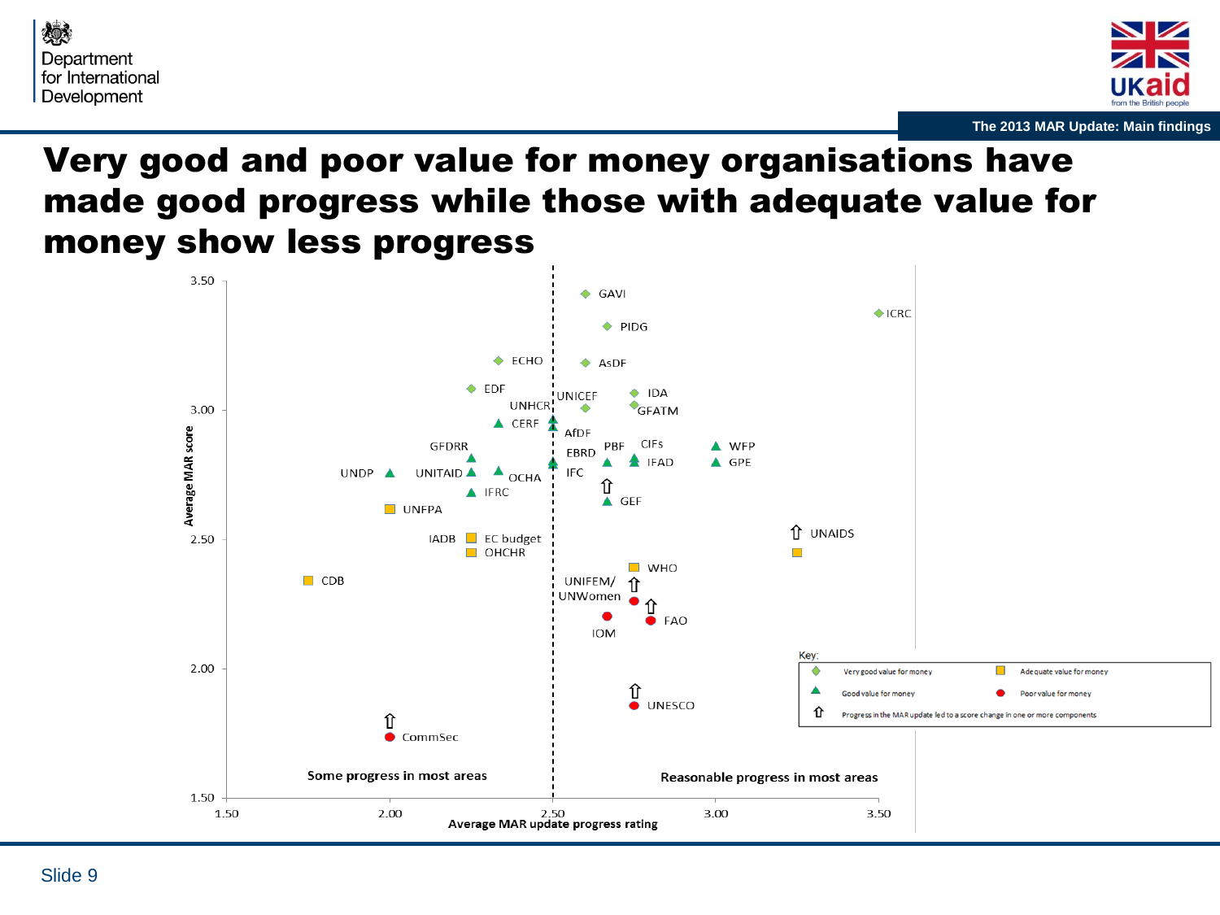# Very good and poor value for money organisations have made good progress while those with adequate value for money show less progress

Average MAR score

3.50
3.00
2.50
2.00
1.50

1.50 2.00 2.50 3.00 3.50

Average MAR update progress rating

GAVI, ICRC, PIDG, ECHO, AsDF, EDF, UNICEF, IDA, UNHCR, GFATM, CERF, AfDF, GFDRR, EBRD, PBF, CIFs, WFP, UNDP, UNITAID, OCHA, IFC, IFAD, GPE, IFRC, GEF, UNFPA, IADB, EC budget, UNAIDS, OHCHR, WHO, CDB, UNIFEM/UNWomen, FAO, IOM, UNESCO, CommSec

Some progress in most areas

Reasonable progress in most areas

Key:
- Very good value for money
- Adequate value for money
- Good value for money
- Poor value for money
- Progress in the MAR update led to a score change in one or more components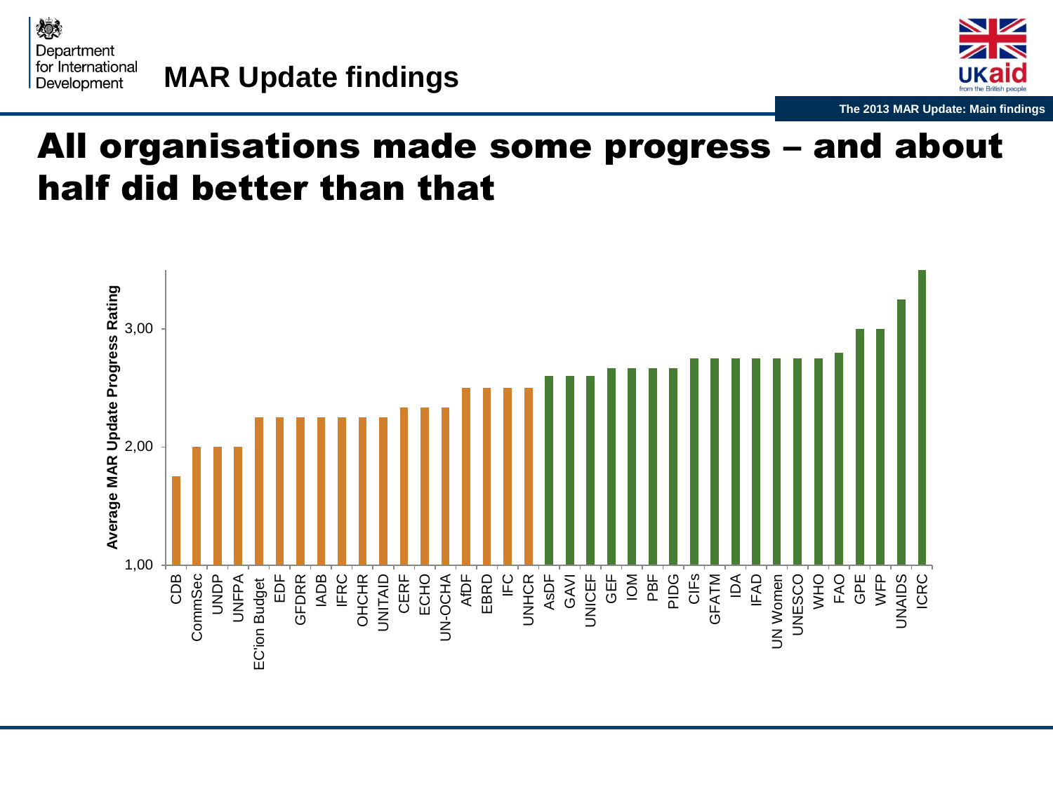MAR Update findings

# All organisations made some progress – and about half did better than that

Average MAR Update Progress Rating

| Organisation | Rating |
|---|---|
| CDB | 1,75 |
| CommSec | 2,00 |
| UNDP | 2,00 |
| UNFPA | 2,00 |
| EC'ion Budget | 2,25 |
| EDF | 2,25 |
| GFDRR | 2,25 |
| IADB | 2,25 |
| IFRC | 2,25 |
| OHCHR | 2,25 |
| UNITAID | 2,25 |
| CERF | 2,33 |
| ECHO | 2,33 |
| UN-OCHA | 2,33 |
| AfDF | 2,50 |
| EBRD | 2,50 |
| IFC | 2,50 |
| UNHCR | 2,50 |
| AsDF | 2,60 |
| GAVI | 2,60 |
| UNICEF | 2,60 |
| GEF | 2,67 |
| IOM | 2,67 |
| PBF | 2,67 |
| PIDG | 2,67 |
| CIFs | 2,75 |
| GFATM | 2,75 |
| IDA | 2,75 |
| IFAD | 2,75 |
| UN Women | 2,75 |
| UNESCO | 2,75 |
| WHO | 2,75 |
| FAO | 2,80 |
| GPE | 3,00 |
| WFP | 3,00 |
| UNAIDS | 3,25 |
| ICRC | 3,50 |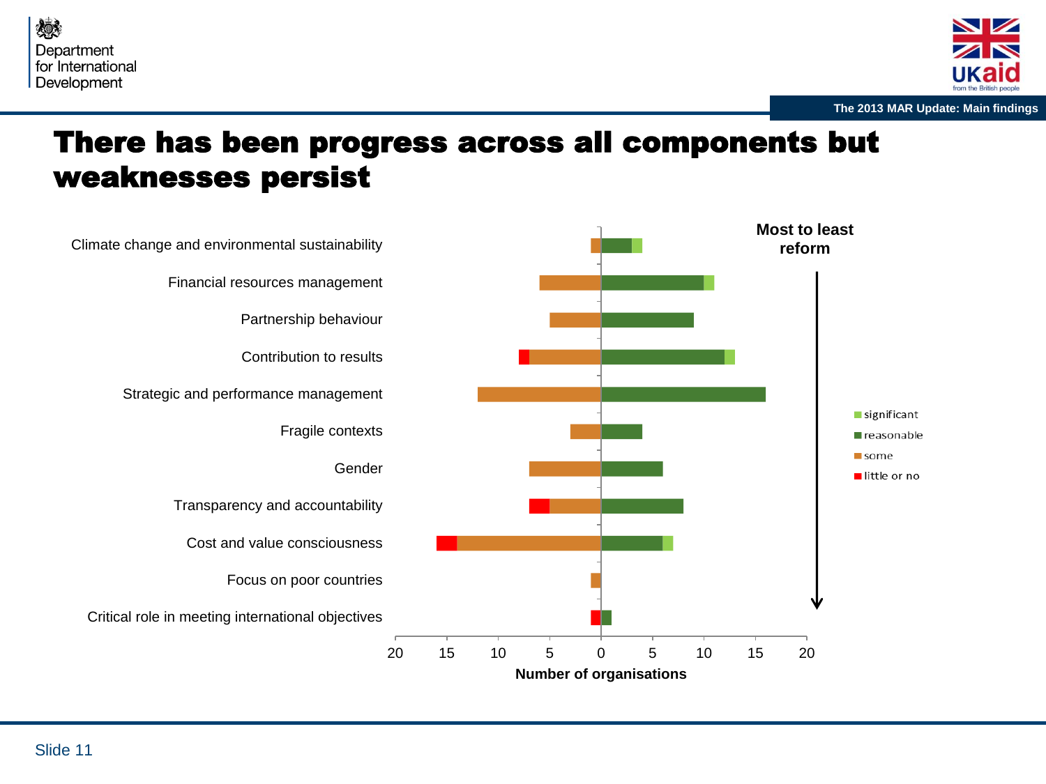# There has been progress across all components but weaknesses persist

Most to least reform

| Component | little or no | some | reasonable | significant |
|---|---|---|---|---|
| Climate change and environmental sustainability | 0 | 1 | 3 | 1 |
| Financial resources management | 0 | 6 | 10 | 1 |
| Partnership behaviour | 0 | 5 | 9 | 0 |
| Contribution to results | 1 | 7 | 12 | 1 |
| Strategic and performance management | 0 | 12 | 16 | 0 |
| Fragile contexts | 0 | 3 | 4 | 0 |
| Gender | 0 | 7 | 6 | 0 |
| Transparency and accountability | 2 | 5 | 8 | 0 |
| Cost and value consciousness | 2 | 14 | 6 | 1 |
| Focus on poor countries | 0 | 1 | 0 | 0 |
| Critical role in meeting international objectives | 1 | 0 | 1 | 0 |

Number of organisations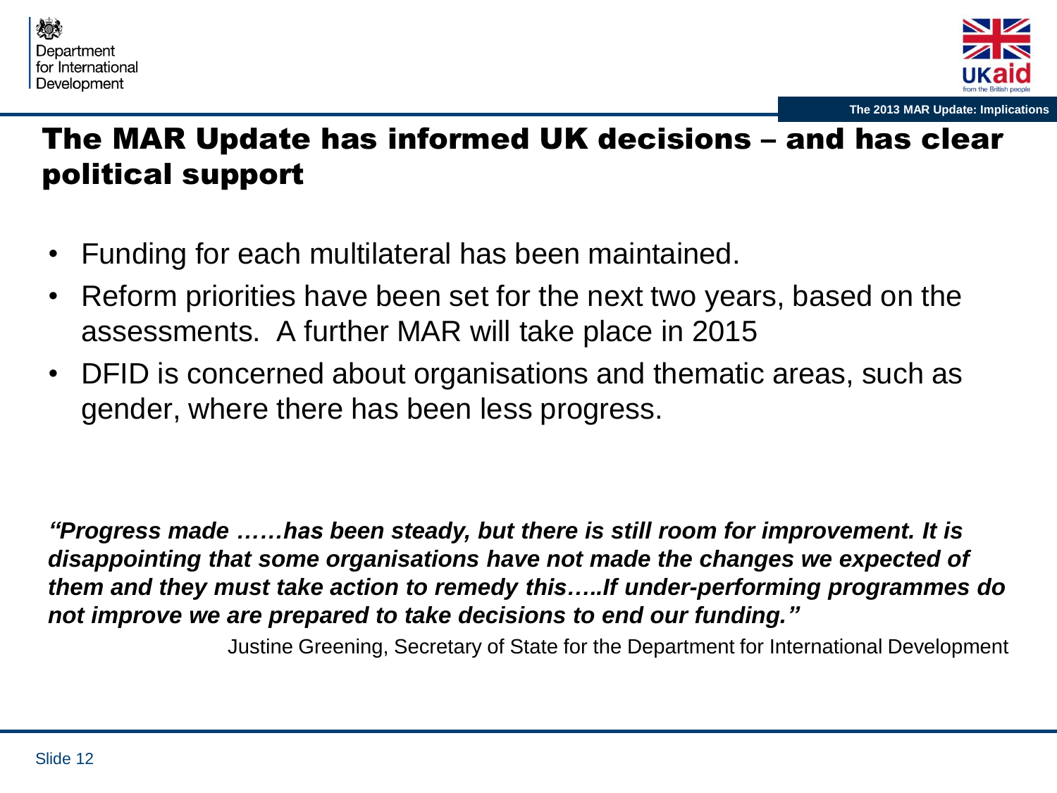# The MAR Update has informed UK decisions – and has clear political support

- Funding for each multilateral has been maintained.
- Reform priorities have been set for the next two years, based on the assessments. A further MAR will take place in 2015
- DFID is concerned about organisations and thematic areas, such as gender, where there has been less progress.

***"Progress made ……has been steady, but there is still room for improvement. It is disappointing that some organisations have not made the changes we expected of them and they must take action to remedy this…..If under-performing programmes do not improve we are prepared to take decisions to end our funding."***

Justine Greening, Secretary of State for the Department for International Development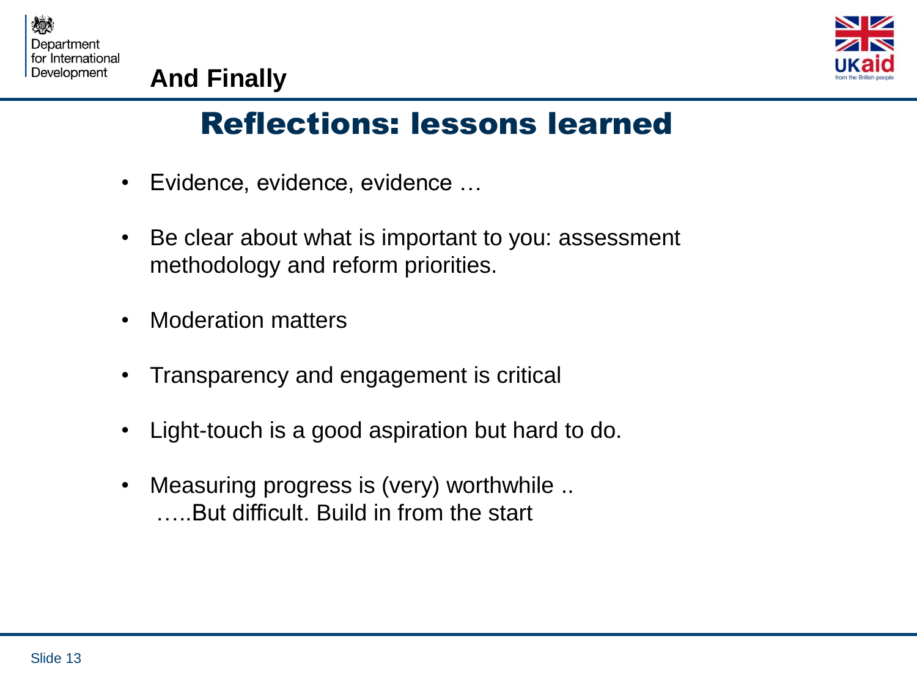## And Finally

# Reflections: lessons learned

- Evidence, evidence, evidence …
- Be clear about what is important to you: assessment methodology and reform priorities.
- Moderation matters
- Transparency and engagement is critical
- Light-touch is a good aspiration but hard to do.
- Measuring progress is (very) worthwhile ..
  …..But difficult. Build in from the start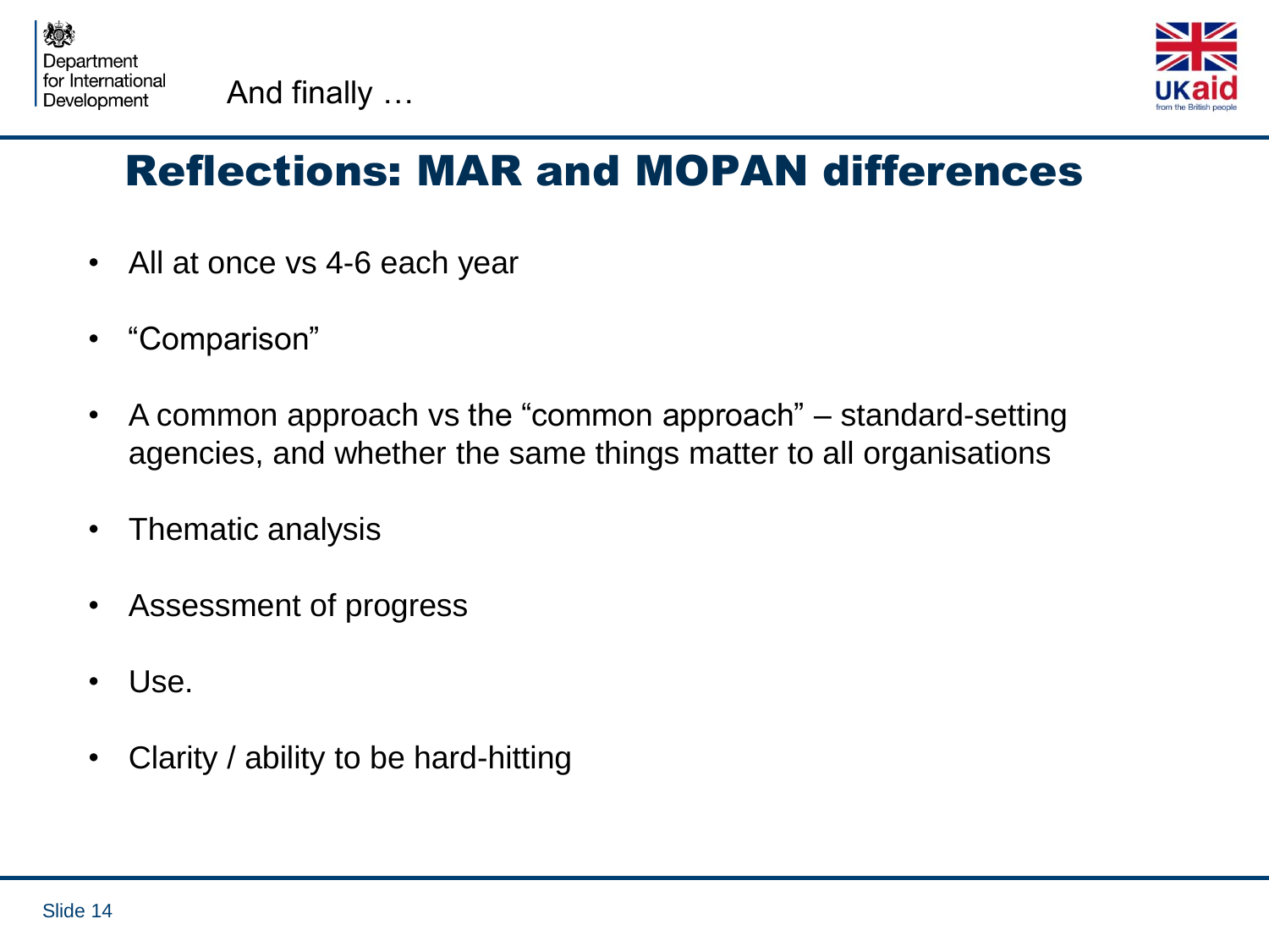And finally …

# Reflections: MAR and MOPAN differences

- All at once vs 4-6 each year
- "Comparison"
- A common approach vs the "common approach" – standard-setting agencies, and whether the same things matter to all organisations
- Thematic analysis
- Assessment of progress
- Use.
- Clarity / ability to be hard-hitting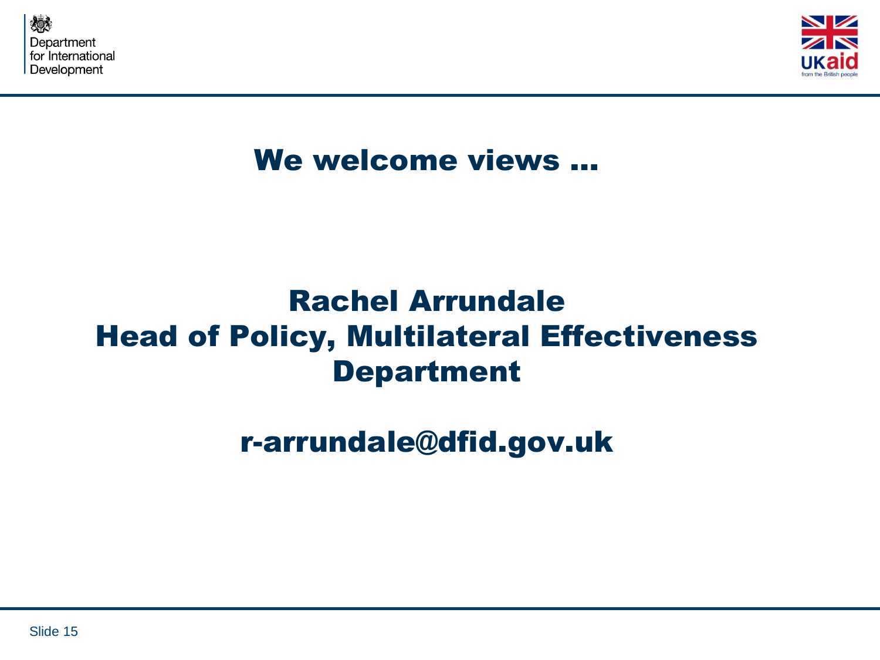## We welcome views …

**Rachel Arrundale**
**Head of Policy, Multilateral Effectiveness Department**

**r-arrundale@dfid.gov.uk**